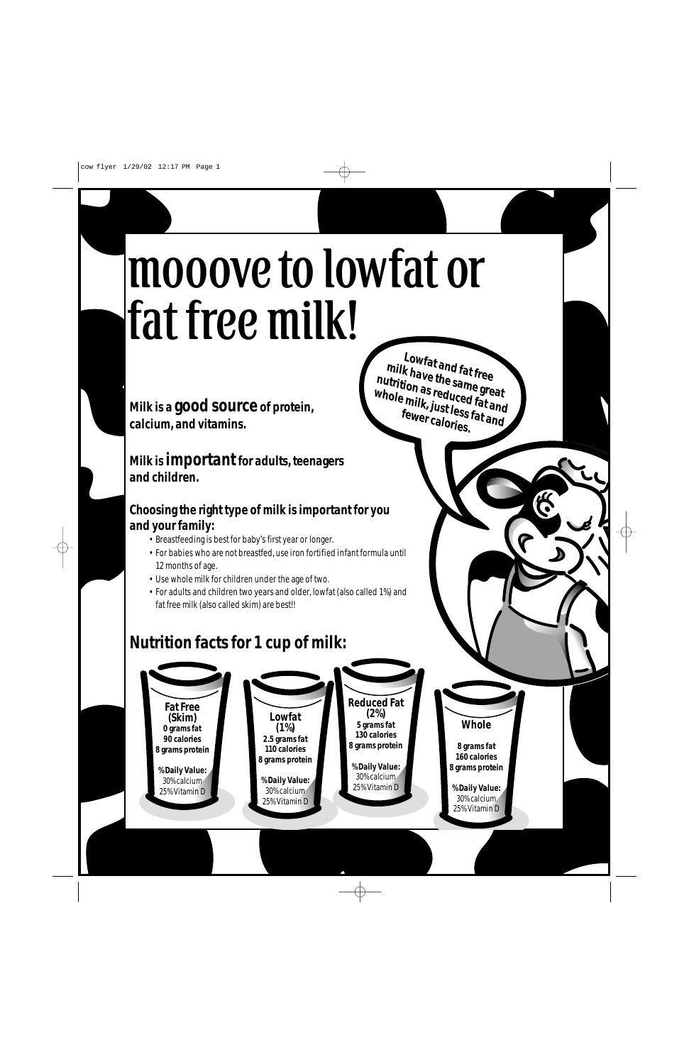# mooove to lowfat or fat free milk!

**Lowfat and fat free milk have the same great nutrition as reduced fat and whole milk, just less fat and fewer calories.**

**Milk is a good source of protein, calcium, and vitamins.**

**Milk is important for adults, teenagers and children.**

### Choosing the right type of milk is important for you and your family:

- Breastfeeding is best for baby's first year or longer.
- For babies who are not breastfed, use iron fortified infant formula until 12 months of age.
- Use whole milk for children under the age of two.
- For adults and children two years and older, lowfat (also called 1%) and fat free milk (also called skim) are best!!

## Nutrition facts for 1 cup of milk:

| | Fat Free (Skim) | Lowfat (1%) | Reduced Fat (2%) | Whole |
|---|---|---|---|---|
| Fat | 0 grams fat | 2.5 grams fat | 5 grams fat | 8 grams fat |
| Calories | 90 calories | 110 calories | 130 calories | 160 calories |
| Protein | 8 grams protein | 8 grams protein | 8 grams protein | 8 grams protein |
| % Daily Value: calcium | 30% calcium | 30% calcium | 30% calcium | 30% calcium |
| % Daily Value: Vitamin D | 25% Vitamin D | 25% Vitamin D | 25% Vitamin D | 25% Vitamin D |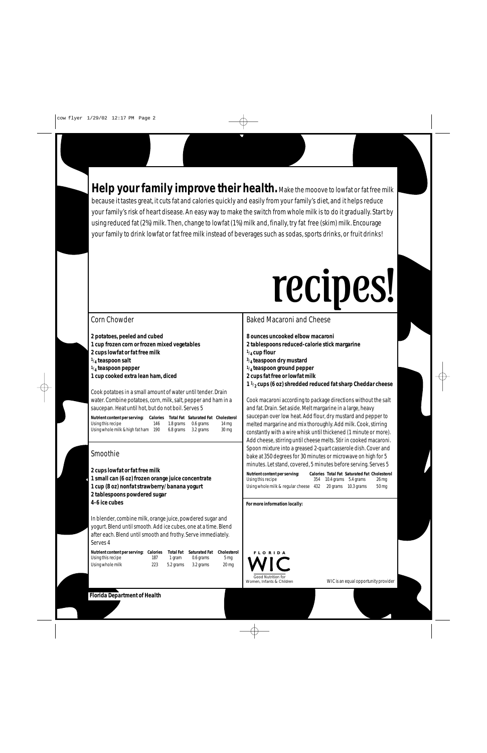**Help your family improve their health.** Make the mooove to lowfat or fat free milk because it tastes great, it cuts fat and calories quickly and easily from your family's diet, and it helps reduce your family's risk of heart disease. An easy way to make the switch from whole milk is to do it gradually. Start by using reduced fat (2%) milk. Then, change to lowfat (1%) milk and, finally, try fat free (skim) milk. Encourage your family to drink lowfat or fat free milk instead of beverages such as sodas, sports drinks, or fruit drinks!

# recipes!

## Corn Chowder

**2 potatoes, peeled and cubed**
**1 cup frozen corn or frozen mixed vegetables**
**2 cups lowfat or fat free milk**
**1/4 teaspoon salt**
**1/4 teaspoon pepper**
**1 cup cooked extra lean ham, diced**

Cook potatoes in a small amount of water until tender. Drain water. Combine potatoes, corn, milk, salt, pepper and ham in a saucepan. Heat until hot, but do not boil. Serves 5

| Nutrient content per serving: | Calories | Total Fat | Saturated Fat | Cholesterol |
|---|---|---|---|---|
| Using this recipe | 146 | 1.8 grams | 0.6 grams | 14 mg |
| Using whole milk & high fat ham | 190 | 6.8 grams | 3.2 grams | 30 mg |

## Smoothie

**2 cups lowfat or fat free milk**
**1 small can (6 oz) frozen orange juice concentrate**
**1 cup (8 oz) nonfat strawberry/banana yogurt**
**2 tablespoons powdered sugar**
**4-6 ice cubes**

In blender, combine milk, orange juice, powdered sugar and yogurt. Blend until smooth. Add ice cubes, one at a time. Blend after each. Blend until smooth and frothy. Serve immediately. Serves 4

| Nutrient content per serving: | Calories | Total Fat | Saturated Fat | Cholesterol |
|---|---|---|---|---|
| Using this recipe | 187 | 1 gram | 0.6 grams | 5 mg |
| Using whole milk | 223 | 5.2 grams | 3.2 grams | 20 mg |

## Baked Macaroni and Cheese

**8 ounces uncooked elbow macaroni**
**2 tablespoons reduced-calorie stick margarine**
**1/4 cup flour**
**3/4 teaspoon dry mustard**
**1/4 teaspoon ground pepper**
**2 cups fat free or lowfat milk**
**1 1/2 cups (6 oz) shredded reduced fat sharp Cheddar cheese**

Cook macaroni according to package directions without the salt and fat. Drain. Set aside. Melt margarine in a large, heavy saucepan over low heat. Add flour, dry mustard and pepper to melted margarine and mix thoroughly. Add milk. Cook, stirring constantly with a wire whisk until thickened (1 minute or more). Add cheese, stirring until cheese melts. Stir in cooked macaroni. Spoon mixture into a greased 2-quart casserole dish. Cover and bake at 350 degrees for 30 minutes or microwave on high for 5 minutes. Let stand, covered, 5 minutes before serving. Serves 5

| Nutrient content per serving: | Calories | Total Fat | Saturated Fat | Cholesterol |
|---|---|---|---|---|
| Using this recipe | 354 | 10.4 grams | 5.4 grams | 26 mg |
| Using whole milk & regular cheese | 432 | 20 grams | 10.3 grams | 50 mg |

**For more information locally:**

FLORIDA WIC
Good Nutrition for Women, Infants & Children

WIC is an equal opportunity provider

**Florida Department of Health**